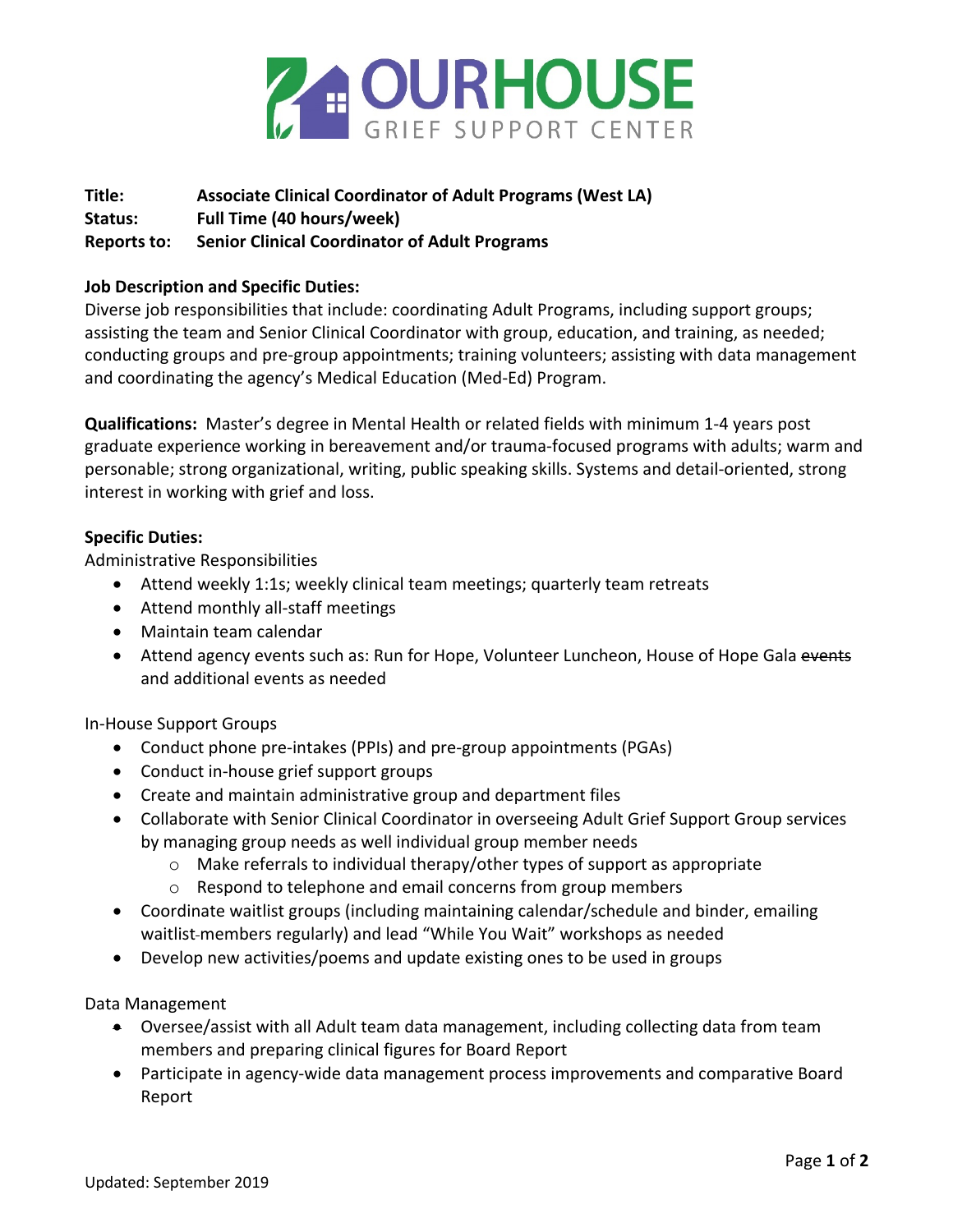# OURHOUSE GRIEF SUPPORT CENTER

**Title:** **Associate Clinical Coordinator of Adult Programs (West LA)**
**Status:** **Full Time (40 hours/week)**
**Reports to:** **Senior Clinical Coordinator of Adult Programs**

**Job Description and Specific Duties:**
Diverse job responsibilities that include: coordinating Adult Programs, including support groups; assisting the team and Senior Clinical Coordinator with group, education, and training, as needed; conducting groups and pre-group appointments; training volunteers; assisting with data management and coordinating the agency's Medical Education (Med-Ed) Program.

**Qualifications:** Master's degree in Mental Health or related fields with minimum 1-4 years post graduate experience working in bereavement and/or trauma-focused programs with adults; warm and personable; strong organizational, writing, public speaking skills. Systems and detail-oriented, strong interest in working with grief and loss.

**Specific Duties:**

Administrative Responsibilities

- Attend weekly 1:1s; weekly clinical team meetings; quarterly team retreats
- Attend monthly all-staff meetings
- Maintain team calendar
- Attend agency events such as: Run for Hope, Volunteer Luncheon, House of Hope Gala ~~events~~ and additional events as needed

In-House Support Groups

- Conduct phone pre-intakes (PPIs) and pre-group appointments (PGAs)
- Conduct in-house grief support groups
- Create and maintain administrative group and department files
- Collaborate with Senior Clinical Coordinator in overseeing Adult Grief Support Group services by managing group needs as well individual group member needs
  - Make referrals to individual therapy/other types of support as appropriate
  - Respond to telephone and email concerns from group members
- Coordinate waitlist groups (including maintaining calendar/schedule and binder, emailing waitlist members regularly) and lead "While You Wait" workshops as needed
- Develop new activities/poems and update existing ones to be used in groups

Data Management

- Oversee/assist with all Adult team data management, including collecting data from team members and preparing clinical figures for Board Report
- Participate in agency-wide data management process improvements and comparative Board Report

Updated: September 2019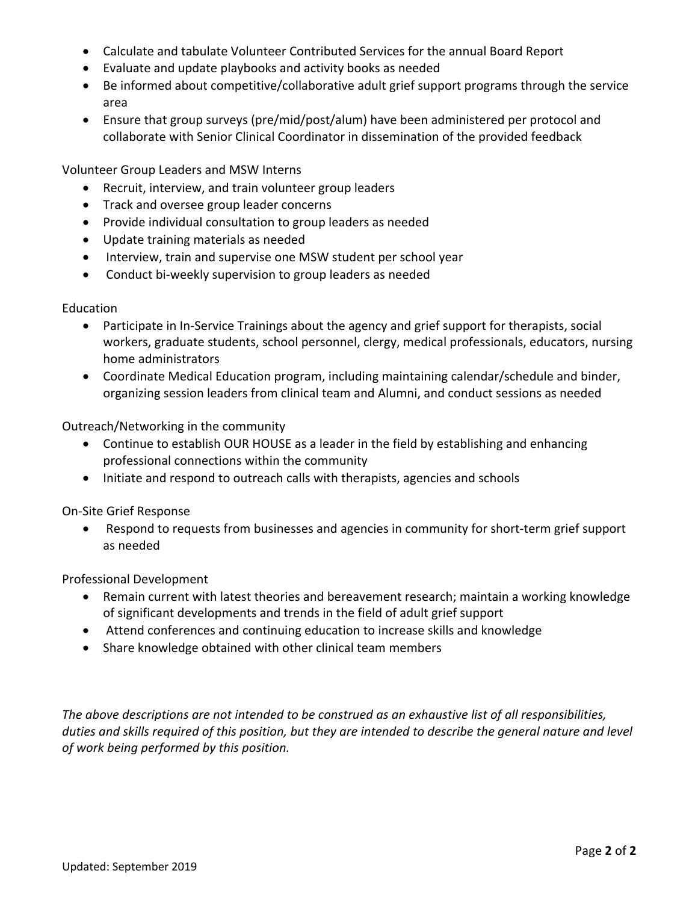- Calculate and tabulate Volunteer Contributed Services for the annual Board Report
- Evaluate and update playbooks and activity books as needed
- Be informed about competitive/collaborative adult grief support programs through the service area
- Ensure that group surveys (pre/mid/post/alum) have been administered per protocol and collaborate with Senior Clinical Coordinator in dissemination of the provided feedback

Volunteer Group Leaders and MSW Interns

- Recruit, interview, and train volunteer group leaders
- Track and oversee group leader concerns
- Provide individual consultation to group leaders as needed
- Update training materials as needed
- Interview, train and supervise one MSW student per school year
- Conduct bi-weekly supervision to group leaders as needed

Education

- Participate in In-Service Trainings about the agency and grief support for therapists, social workers, graduate students, school personnel, clergy, medical professionals, educators, nursing home administrators
- Coordinate Medical Education program, including maintaining calendar/schedule and binder, organizing session leaders from clinical team and Alumni, and conduct sessions as needed

Outreach/Networking in the community

- Continue to establish OUR HOUSE as a leader in the field by establishing and enhancing professional connections within the community
- Initiate and respond to outreach calls with therapists, agencies and schools

On-Site Grief Response

- Respond to requests from businesses and agencies in community for short-term grief support as needed

Professional Development

- Remain current with latest theories and bereavement research; maintain a working knowledge of significant developments and trends in the field of adult grief support
- Attend conferences and continuing education to increase skills and knowledge
- Share knowledge obtained with other clinical team members

*The above descriptions are not intended to be construed as an exhaustive list of all responsibilities, duties and skills required of this position, but they are intended to describe the general nature and level of work being performed by this position.*

Updated: September 2019